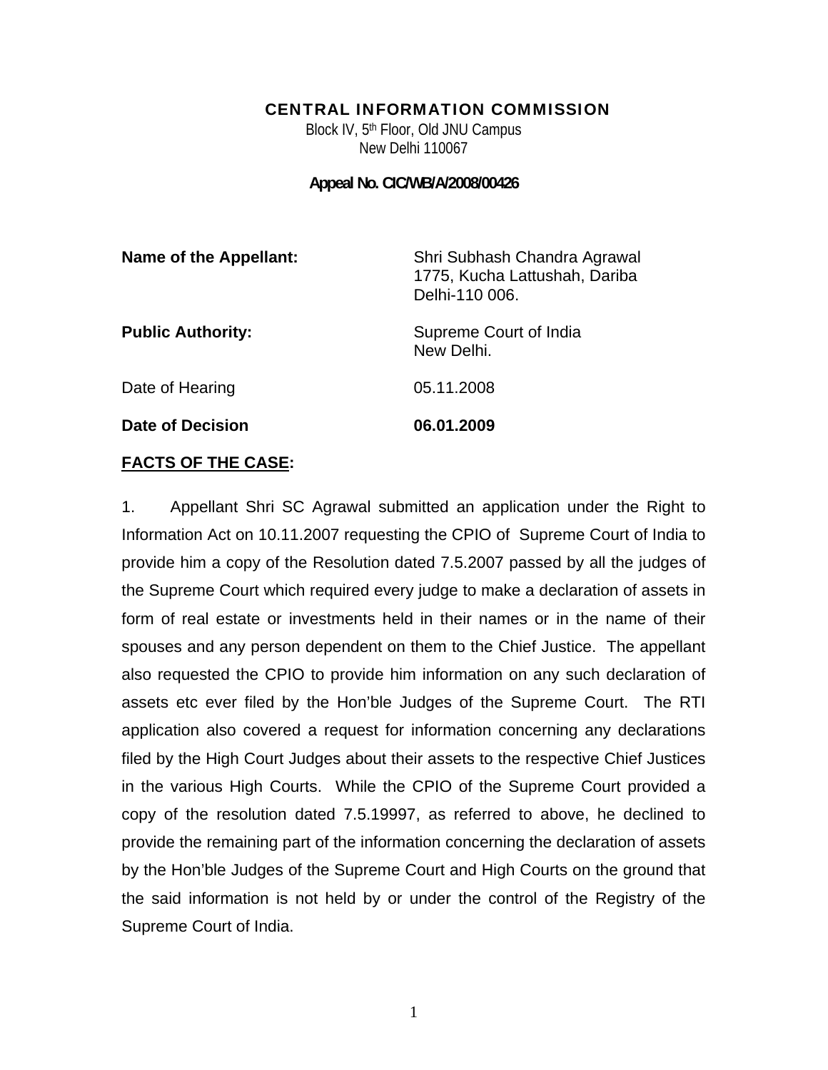# CENTRAL INFORMATION COMMISSION

Block IV, 5th Floor, Old JNU Campus
New Delhi 110067

**Appeal No. CIC/WB/A/2008/00426**

| | |
|---|---|
| **Name of the Appellant:** | Shri Subhash Chandra Agrawal<br>1775, Kucha Lattushah, Dariba<br>Delhi-110 006. |
| **Public Authority:** | Supreme Court of India<br>New Delhi. |
| Date of Hearing | 05.11.2008 |
| **Date of Decision** | **06.01.2009** |

**FACTS OF THE CASE:**

1. Appellant Shri SC Agrawal submitted an application under the Right to Information Act on 10.11.2007 requesting the CPIO of Supreme Court of India to provide him a copy of the Resolution dated 7.5.2007 passed by all the judges of the Supreme Court which required every judge to make a declaration of assets in form of real estate or investments held in their names or in the name of their spouses and any person dependent on them to the Chief Justice. The appellant also requested the CPIO to provide him information on any such declaration of assets etc ever filed by the Hon'ble Judges of the Supreme Court. The RTI application also covered a request for information concerning any declarations filed by the High Court Judges about their assets to the respective Chief Justices in the various High Courts. While the CPIO of the Supreme Court provided a copy of the resolution dated 7.5.19997, as referred to above, he declined to provide the remaining part of the information concerning the declaration of assets by the Hon'ble Judges of the Supreme Court and High Courts on the ground that the said information is not held by or under the control of the Registry of the Supreme Court of India.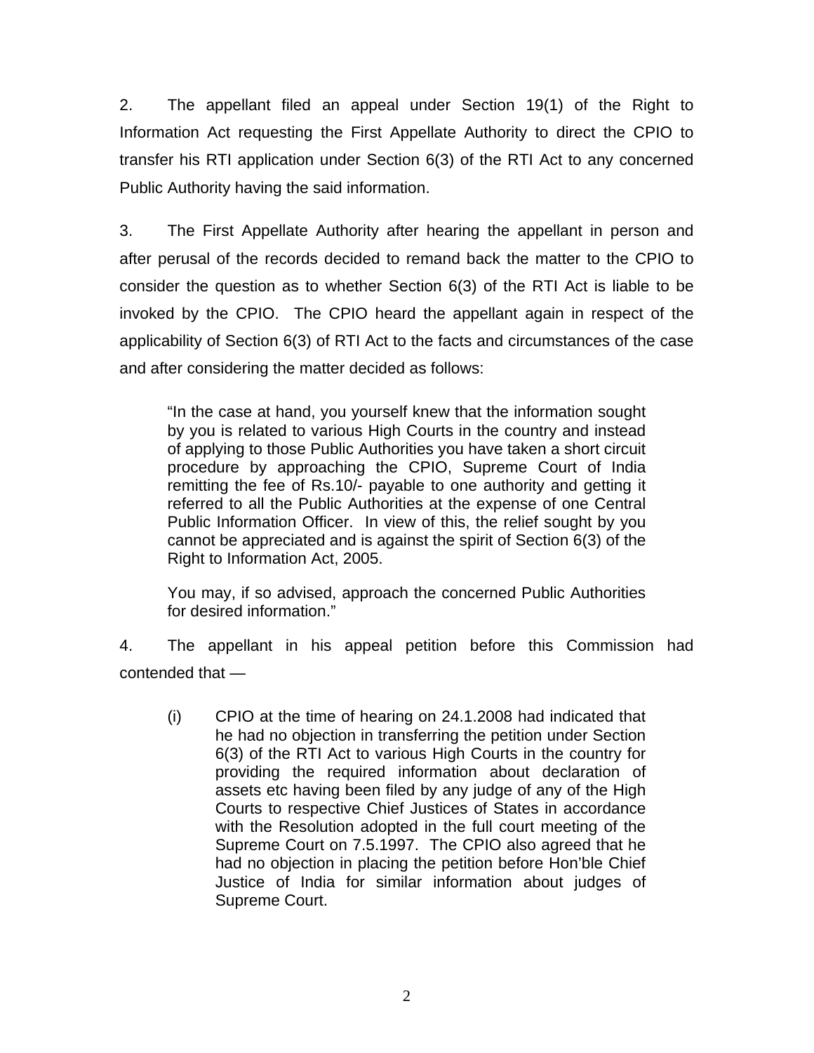2. The appellant filed an appeal under Section 19(1) of the Right to Information Act requesting the First Appellate Authority to direct the CPIO to transfer his RTI application under Section 6(3) of the RTI Act to any concerned Public Authority having the said information.

3. The First Appellate Authority after hearing the appellant in person and after perusal of the records decided to remand back the matter to the CPIO to consider the question as to whether Section 6(3) of the RTI Act is liable to be invoked by the CPIO. The CPIO heard the appellant again in respect of the applicability of Section 6(3) of RTI Act to the facts and circumstances of the case and after considering the matter decided as follows:

> "In the case at hand, you yourself knew that the information sought by you is related to various High Courts in the country and instead of applying to those Public Authorities you have taken a short circuit procedure by approaching the CPIO, Supreme Court of India remitting the fee of Rs.10/- payable to one authority and getting it referred to all the Public Authorities at the expense of one Central Public Information Officer. In view of this, the relief sought by you cannot be appreciated and is against the spirit of Section 6(3) of the Right to Information Act, 2005.
>
> You may, if so advised, approach the concerned Public Authorities for desired information."

4. The appellant in his appeal petition before this Commission had contended that —

(i) CPIO at the time of hearing on 24.1.2008 had indicated that he had no objection in transferring the petition under Section 6(3) of the RTI Act to various High Courts in the country for providing the required information about declaration of assets etc having been filed by any judge of any of the High Courts to respective Chief Justices of States in accordance with the Resolution adopted in the full court meeting of the Supreme Court on 7.5.1997. The CPIO also agreed that he had no objection in placing the petition before Hon'ble Chief Justice of India for similar information about judges of Supreme Court.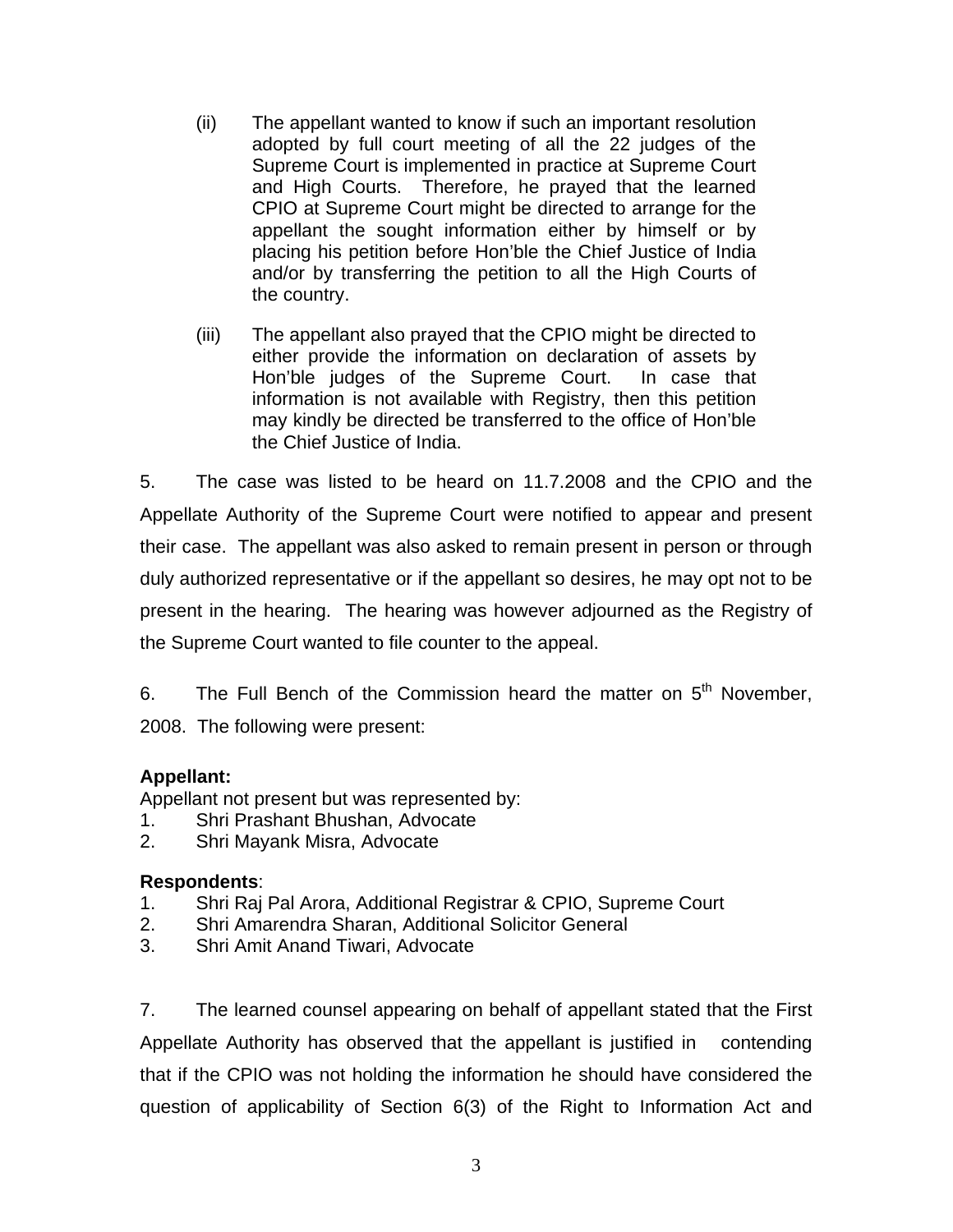(ii) The appellant wanted to know if such an important resolution adopted by full court meeting of all the 22 judges of the Supreme Court is implemented in practice at Supreme Court and High Courts. Therefore, he prayed that the learned CPIO at Supreme Court might be directed to arrange for the appellant the sought information either by himself or by placing his petition before Hon'ble the Chief Justice of India and/or by transferring the petition to all the High Courts of the country.

(iii) The appellant also prayed that the CPIO might be directed to either provide the information on declaration of assets by Hon'ble judges of the Supreme Court. In case that information is not available with Registry, then this petition may kindly be directed be transferred to the office of Hon'ble the Chief Justice of India.

5. The case was listed to be heard on 11.7.2008 and the CPIO and the Appellate Authority of the Supreme Court were notified to appear and present their case. The appellant was also asked to remain present in person or through duly authorized representative or if the appellant so desires, he may opt not to be present in the hearing. The hearing was however adjourned as the Registry of the Supreme Court wanted to file counter to the appeal.

6. The Full Bench of the Commission heard the matter on 5th November, 2008. The following were present:

**Appellant:**

Appellant not present but was represented by:

1. Shri Prashant Bhushan, Advocate
2. Shri Mayank Misra, Advocate

**Respondents**:

1. Shri Raj Pal Arora, Additional Registrar & CPIO, Supreme Court
2. Shri Amarendra Sharan, Additional Solicitor General
3. Shri Amit Anand Tiwari, Advocate

7. The learned counsel appearing on behalf of appellant stated that the First Appellate Authority has observed that the appellant is justified in contending that if the CPIO was not holding the information he should have considered the question of applicability of Section 6(3) of the Right to Information Act and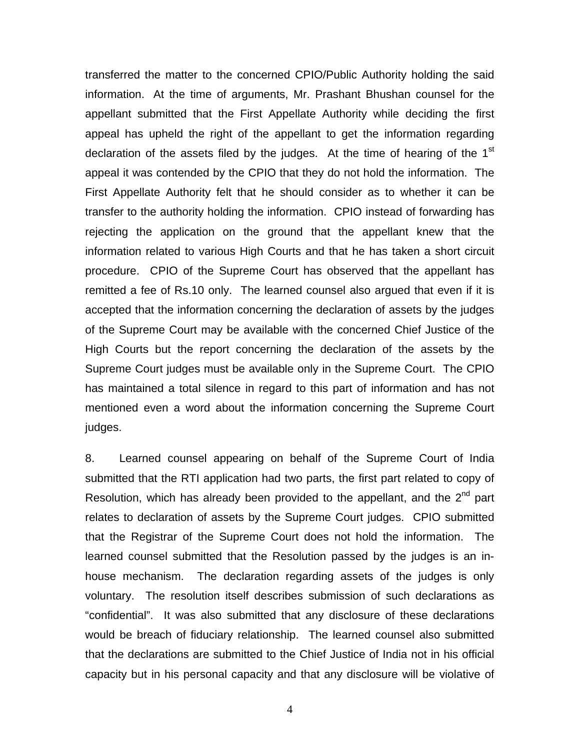transferred the matter to the concerned CPIO/Public Authority holding the said information. At the time of arguments, Mr. Prashant Bhushan counsel for the appellant submitted that the First Appellate Authority while deciding the first appeal has upheld the right of the appellant to get the information regarding declaration of the assets filed by the judges. At the time of hearing of the 1st appeal it was contended by the CPIO that they do not hold the information. The First Appellate Authority felt that he should consider as to whether it can be transfer to the authority holding the information. CPIO instead of forwarding has rejecting the application on the ground that the appellant knew that the information related to various High Courts and that he has taken a short circuit procedure. CPIO of the Supreme Court has observed that the appellant has remitted a fee of Rs.10 only. The learned counsel also argued that even if it is accepted that the information concerning the declaration of assets by the judges of the Supreme Court may be available with the concerned Chief Justice of the High Courts but the report concerning the declaration of the assets by the Supreme Court judges must be available only in the Supreme Court. The CPIO has maintained a total silence in regard to this part of information and has not mentioned even a word about the information concerning the Supreme Court judges.

8. Learned counsel appearing on behalf of the Supreme Court of India submitted that the RTI application had two parts, the first part related to copy of Resolution, which has already been provided to the appellant, and the 2nd part relates to declaration of assets by the Supreme Court judges. CPIO submitted that the Registrar of the Supreme Court does not hold the information. The learned counsel submitted that the Resolution passed by the judges is an in-house mechanism. The declaration regarding assets of the judges is only voluntary. The resolution itself describes submission of such declarations as "confidential". It was also submitted that any disclosure of these declarations would be breach of fiduciary relationship. The learned counsel also submitted that the declarations are submitted to the Chief Justice of India not in his official capacity but in his personal capacity and that any disclosure will be violative of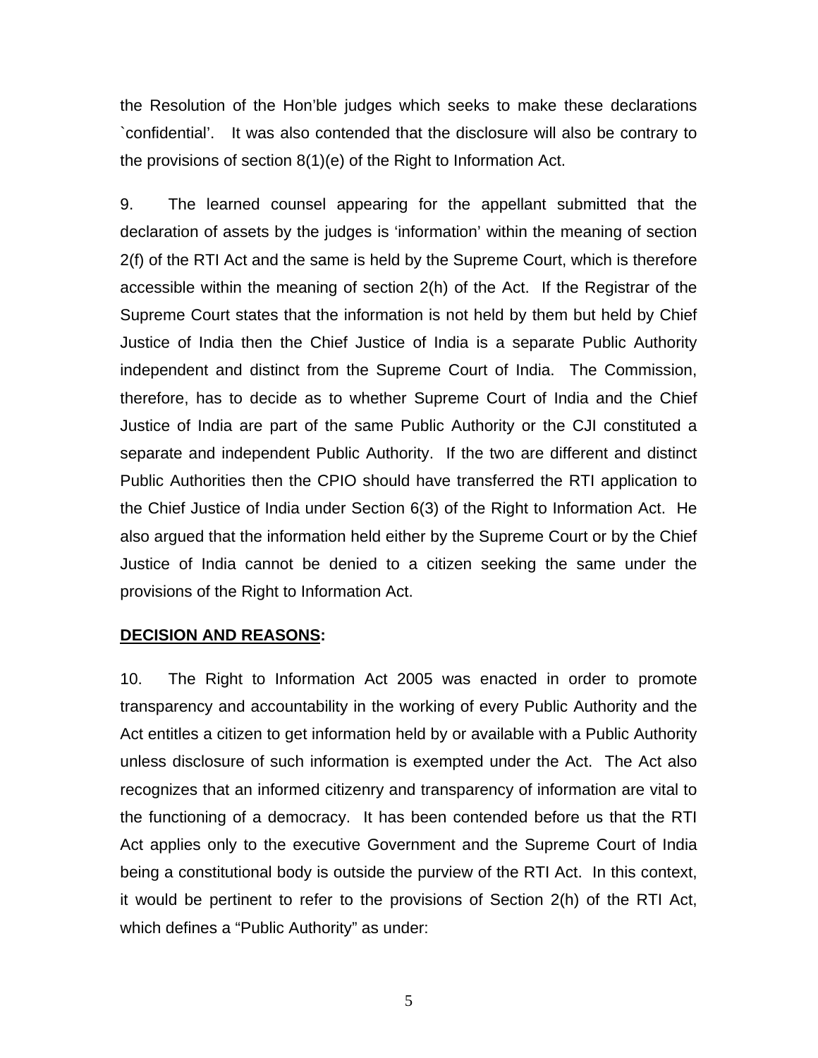the Resolution of the Hon'ble judges which seeks to make these declarations `confidential'. It was also contended that the disclosure will also be contrary to the provisions of section 8(1)(e) of the Right to Information Act.

9. The learned counsel appearing for the appellant submitted that the declaration of assets by the judges is 'information' within the meaning of section 2(f) of the RTI Act and the same is held by the Supreme Court, which is therefore accessible within the meaning of section 2(h) of the Act. If the Registrar of the Supreme Court states that the information is not held by them but held by Chief Justice of India then the Chief Justice of India is a separate Public Authority independent and distinct from the Supreme Court of India. The Commission, therefore, has to decide as to whether Supreme Court of India and the Chief Justice of India are part of the same Public Authority or the CJI constituted a separate and independent Public Authority. If the two are different and distinct Public Authorities then the CPIO should have transferred the RTI application to the Chief Justice of India under Section 6(3) of the Right to Information Act. He also argued that the information held either by the Supreme Court or by the Chief Justice of India cannot be denied to a citizen seeking the same under the provisions of the Right to Information Act.

**<u>DECISION AND REASONS</u>:**

10. The Right to Information Act 2005 was enacted in order to promote transparency and accountability in the working of every Public Authority and the Act entitles a citizen to get information held by or available with a Public Authority unless disclosure of such information is exempted under the Act. The Act also recognizes that an informed citizenry and transparency of information are vital to the functioning of a democracy. It has been contended before us that the RTI Act applies only to the executive Government and the Supreme Court of India being a constitutional body is outside the purview of the RTI Act. In this context, it would be pertinent to refer to the provisions of Section 2(h) of the RTI Act, which defines a "Public Authority" as under: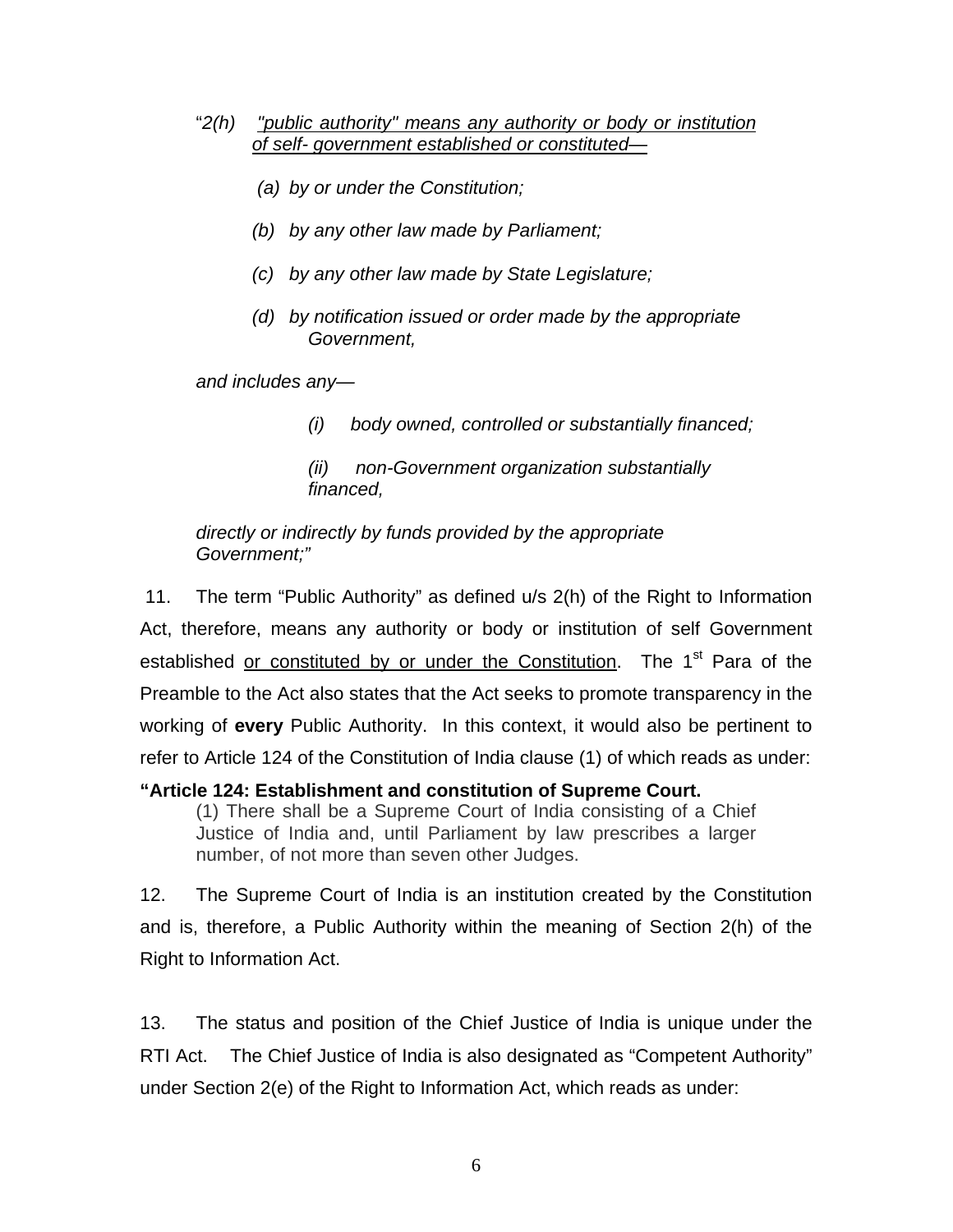"*2(h)* <u>*"public authority" means any authority or body or institution of self- government established or constituted—*</u>

> *(a) by or under the Constitution;*
>
> *(b) by any other law made by Parliament;*
>
> *(c) by any other law made by State Legislature;*
>
> *(d) by notification issued or order made by the appropriate Government,*

*and includes any—*

> *(i) body owned, controlled or substantially financed;*
>
> *(ii) non-Government organization substantially financed,*

*directly or indirectly by funds provided by the appropriate Government;"*

11. The term "Public Authority" as defined u/s 2(h) of the Right to Information Act, therefore, means any authority or body or institution of self Government established <u>or constituted by or under the Constitution</u>. The 1st Para of the Preamble to the Act also states that the Act seeks to promote transparency in the working of **every** Public Authority. In this context, it would also be pertinent to refer to Article 124 of the Constitution of India clause (1) of which reads as under:

**"Article 124: Establishment and constitution of Supreme Court.**

> (1) There shall be a Supreme Court of India consisting of a Chief Justice of India and, until Parliament by law prescribes a larger number, of not more than seven other Judges.

12. The Supreme Court of India is an institution created by the Constitution and is, therefore, a Public Authority within the meaning of Section 2(h) of the Right to Information Act.

13. The status and position of the Chief Justice of India is unique under the RTI Act. The Chief Justice of India is also designated as "Competent Authority" under Section 2(e) of the Right to Information Act, which reads as under: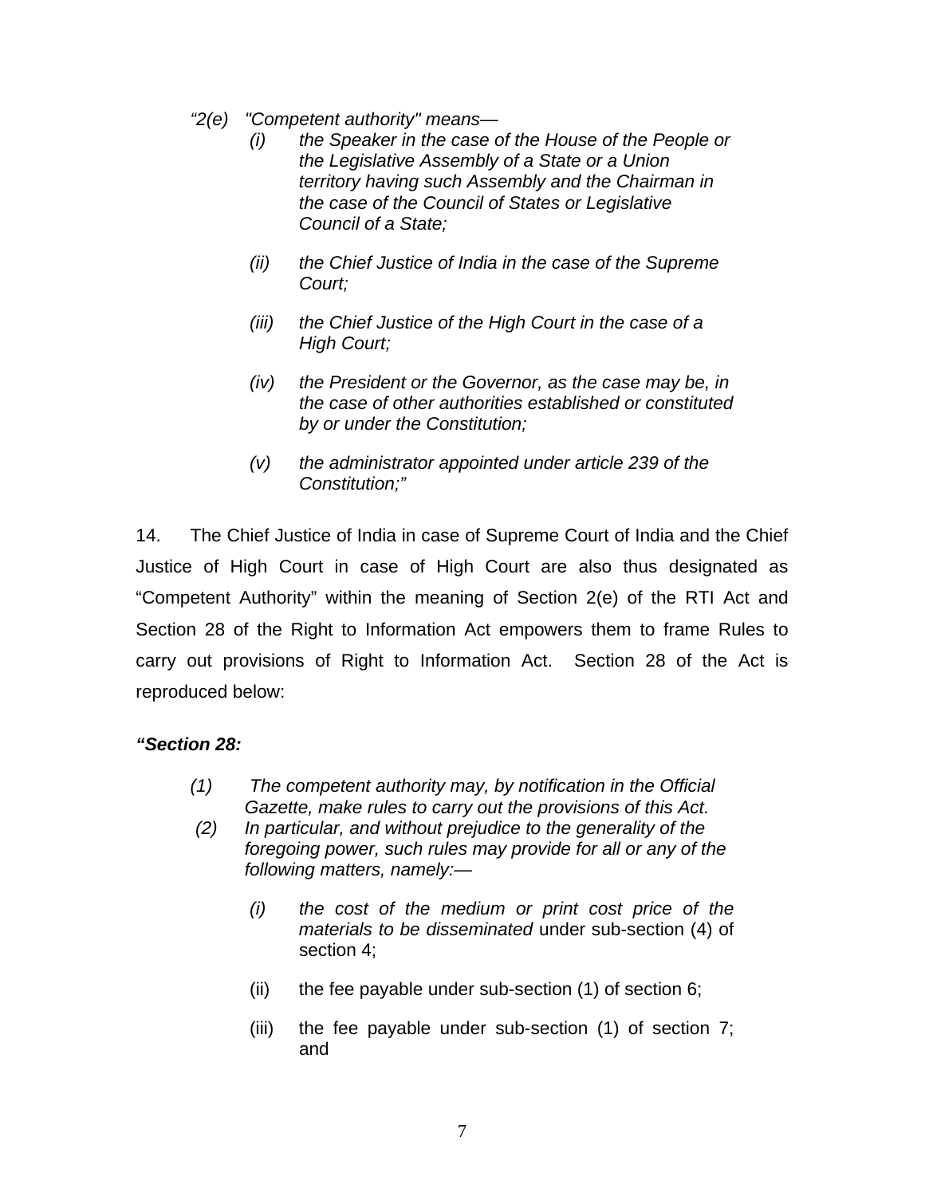*"2(e) "Competent authority" means—*

> *(i) the Speaker in the case of the House of the People or the Legislative Assembly of a State or a Union territory having such Assembly and the Chairman in the case of the Council of States or Legislative Council of a State;*
>
> *(ii) the Chief Justice of India in the case of the Supreme Court;*
>
> *(iii) the Chief Justice of the High Court in the case of a High Court;*
>
> *(iv) the President or the Governor, as the case may be, in the case of other authorities established or constituted by or under the Constitution;*
>
> *(v) the administrator appointed under article 239 of the Constitution;"*

14. The Chief Justice of India in case of Supreme Court of India and the Chief Justice of High Court in case of High Court are also thus designated as "Competent Authority" within the meaning of Section 2(e) of the RTI Act and Section 28 of the Right to Information Act empowers them to frame Rules to carry out provisions of Right to Information Act. Section 28 of the Act is reproduced below:

***"Section 28:***

> *(1) The competent authority may, by notification in the Official Gazette, make rules to carry out the provisions of this Act.*
>
> *(2) In particular, and without prejudice to the generality of the foregoing power, such rules may provide for all or any of the following matters, namely:—*
>
> > *(i) the cost of the medium or print cost price of the materials to be disseminated* under sub-section (4) of section 4;
> >
> > (ii) the fee payable under sub-section (1) of section 6;
> >
> > (iii) the fee payable under sub-section (1) of section 7; and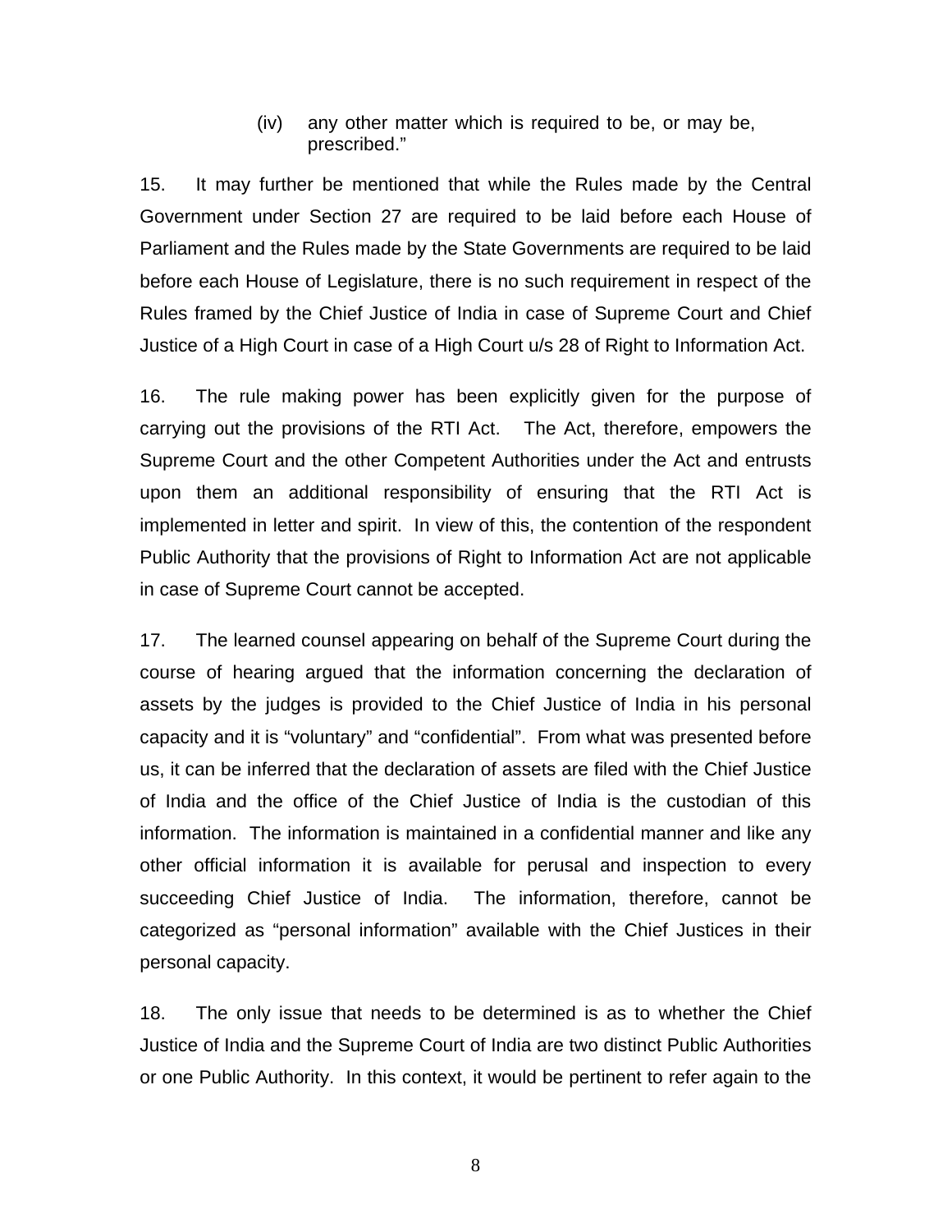(iv) any other matter which is required to be, or may be, prescribed."

15. It may further be mentioned that while the Rules made by the Central Government under Section 27 are required to be laid before each House of Parliament and the Rules made by the State Governments are required to be laid before each House of Legislature, there is no such requirement in respect of the Rules framed by the Chief Justice of India in case of Supreme Court and Chief Justice of a High Court in case of a High Court u/s 28 of Right to Information Act.

16. The rule making power has been explicitly given for the purpose of carrying out the provisions of the RTI Act. The Act, therefore, empowers the Supreme Court and the other Competent Authorities under the Act and entrusts upon them an additional responsibility of ensuring that the RTI Act is implemented in letter and spirit. In view of this, the contention of the respondent Public Authority that the provisions of Right to Information Act are not applicable in case of Supreme Court cannot be accepted.

17. The learned counsel appearing on behalf of the Supreme Court during the course of hearing argued that the information concerning the declaration of assets by the judges is provided to the Chief Justice of India in his personal capacity and it is "voluntary" and "confidential". From what was presented before us, it can be inferred that the declaration of assets are filed with the Chief Justice of India and the office of the Chief Justice of India is the custodian of this information. The information is maintained in a confidential manner and like any other official information it is available for perusal and inspection to every succeeding Chief Justice of India. The information, therefore, cannot be categorized as "personal information" available with the Chief Justices in their personal capacity.

18. The only issue that needs to be determined is as to whether the Chief Justice of India and the Supreme Court of India are two distinct Public Authorities or one Public Authority. In this context, it would be pertinent to refer again to the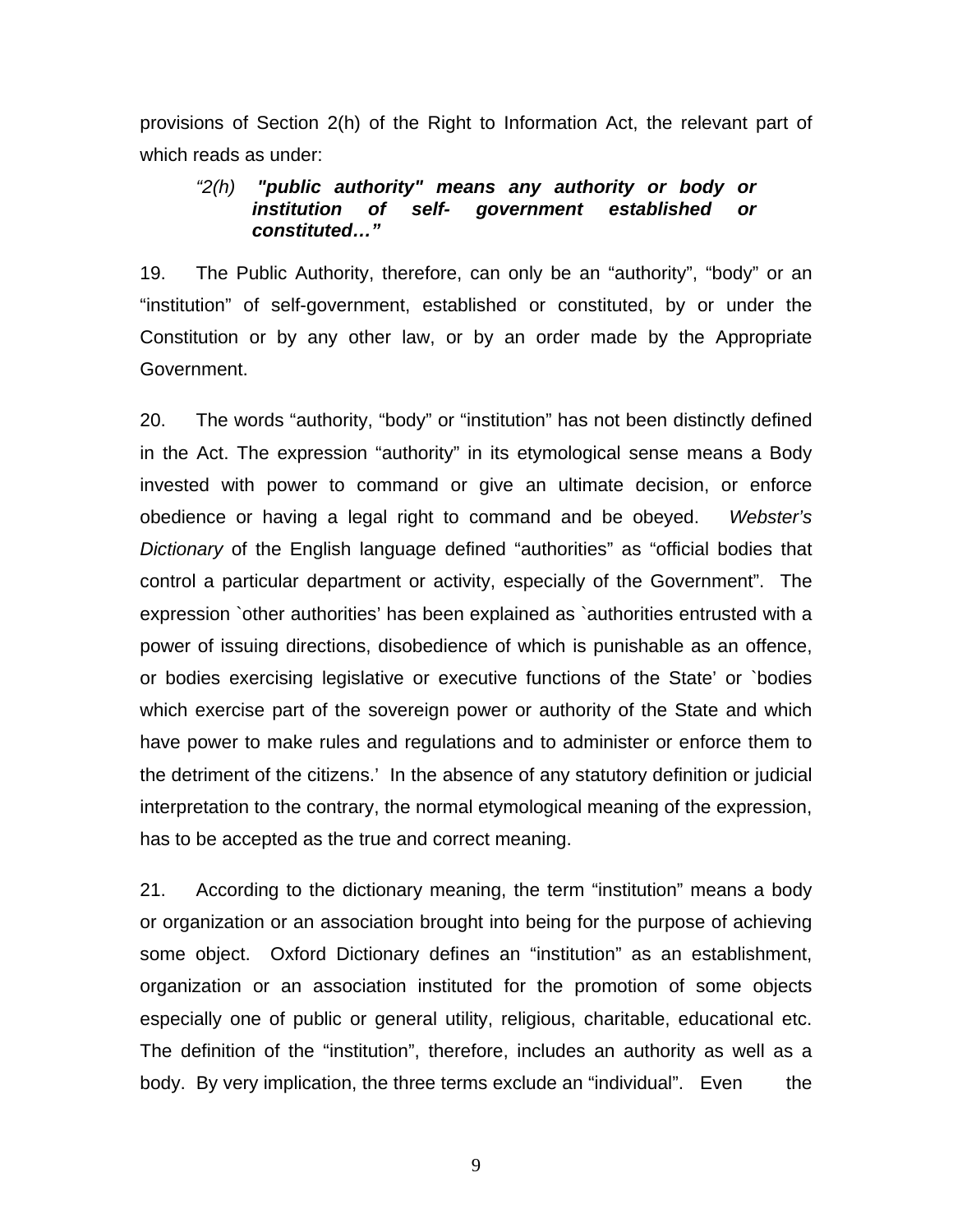provisions of Section 2(h) of the Right to Information Act, the relevant part of which reads as under:

> *"2(h)* ***"public authority" means any authority or body or institution of self- government established or constituted…"***

19. The Public Authority, therefore, can only be an "authority", "body" or an "institution" of self-government, established or constituted, by or under the Constitution or by any other law, or by an order made by the Appropriate Government.

20. The words "authority, "body" or "institution" has not been distinctly defined in the Act. The expression "authority" in its etymological sense means a Body invested with power to command or give an ultimate decision, or enforce obedience or having a legal right to command and be obeyed. *Webster's Dictionary* of the English language defined "authorities" as "official bodies that control a particular department or activity, especially of the Government". The expression `other authorities' has been explained as `authorities entrusted with a power of issuing directions, disobedience of which is punishable as an offence, or bodies exercising legislative or executive functions of the State' or `bodies which exercise part of the sovereign power or authority of the State and which have power to make rules and regulations and to administer or enforce them to the detriment of the citizens.' In the absence of any statutory definition or judicial interpretation to the contrary, the normal etymological meaning of the expression, has to be accepted as the true and correct meaning.

21. According to the dictionary meaning, the term "institution" means a body or organization or an association brought into being for the purpose of achieving some object. Oxford Dictionary defines an "institution" as an establishment, organization or an association instituted for the promotion of some objects especially one of public or general utility, religious, charitable, educational etc. The definition of the "institution", therefore, includes an authority as well as a body. By very implication, the three terms exclude an "individual". Even the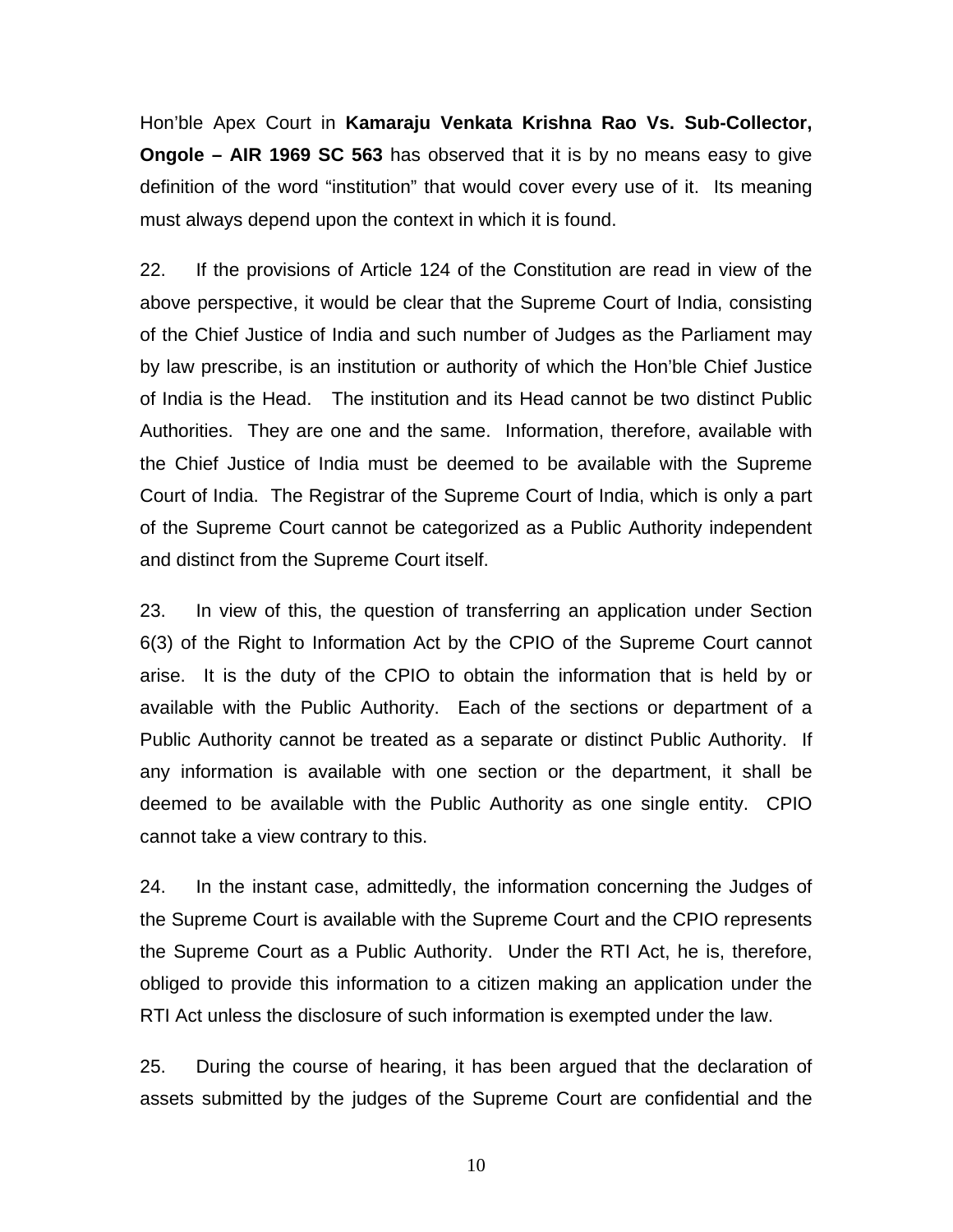Hon'ble Apex Court in **Kamaraju Venkata Krishna Rao Vs. Sub-Collector, Ongole – AIR 1969 SC 563** has observed that it is by no means easy to give definition of the word "institution" that would cover every use of it. Its meaning must always depend upon the context in which it is found.

22. If the provisions of Article 124 of the Constitution are read in view of the above perspective, it would be clear that the Supreme Court of India, consisting of the Chief Justice of India and such number of Judges as the Parliament may by law prescribe, is an institution or authority of which the Hon'ble Chief Justice of India is the Head. The institution and its Head cannot be two distinct Public Authorities. They are one and the same. Information, therefore, available with the Chief Justice of India must be deemed to be available with the Supreme Court of India. The Registrar of the Supreme Court of India, which is only a part of the Supreme Court cannot be categorized as a Public Authority independent and distinct from the Supreme Court itself.

23. In view of this, the question of transferring an application under Section 6(3) of the Right to Information Act by the CPIO of the Supreme Court cannot arise. It is the duty of the CPIO to obtain the information that is held by or available with the Public Authority. Each of the sections or department of a Public Authority cannot be treated as a separate or distinct Public Authority. If any information is available with one section or the department, it shall be deemed to be available with the Public Authority as one single entity. CPIO cannot take a view contrary to this.

24. In the instant case, admittedly, the information concerning the Judges of the Supreme Court is available with the Supreme Court and the CPIO represents the Supreme Court as a Public Authority. Under the RTI Act, he is, therefore, obliged to provide this information to a citizen making an application under the RTI Act unless the disclosure of such information is exempted under the law.

25. During the course of hearing, it has been argued that the declaration of assets submitted by the judges of the Supreme Court are confidential and the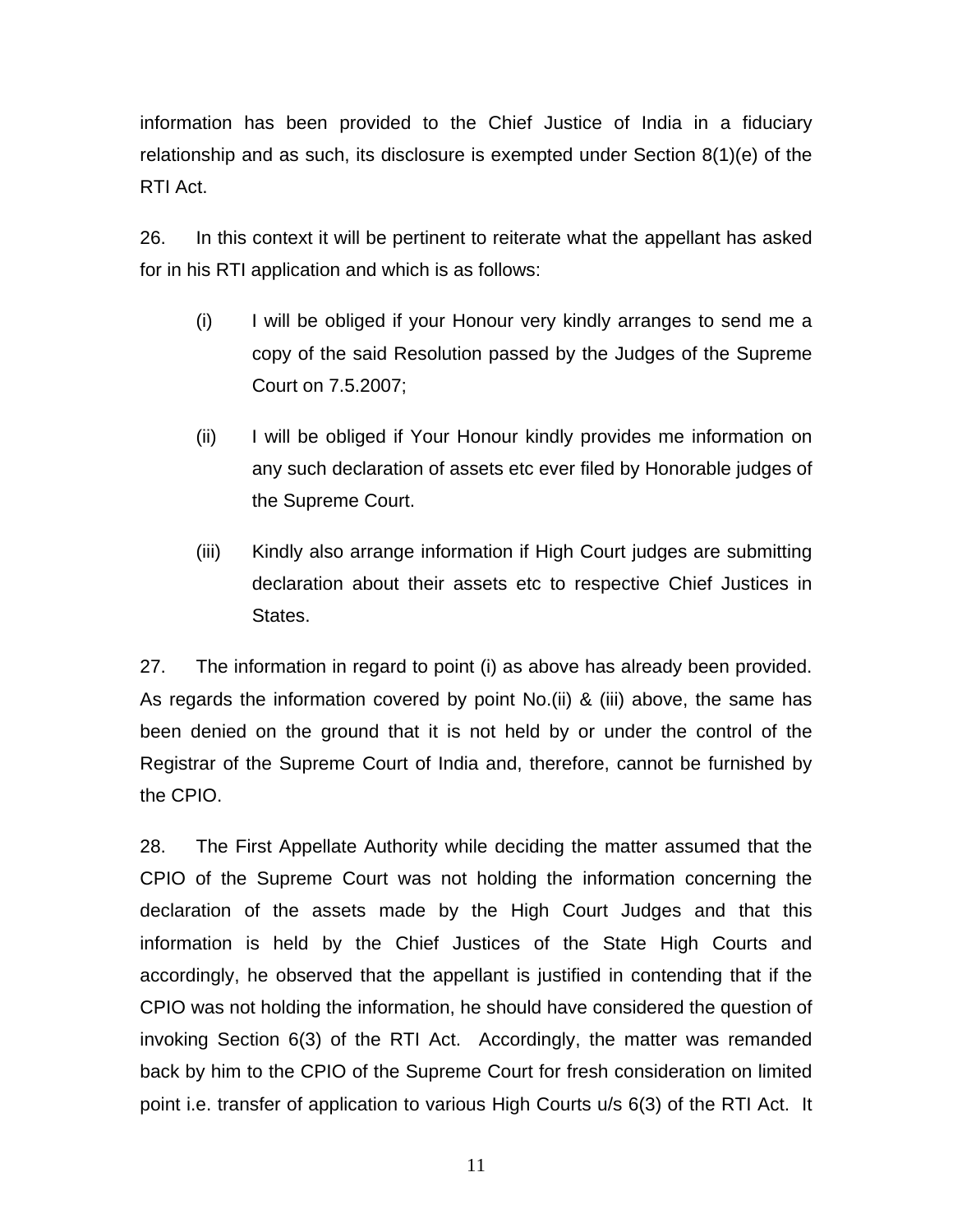information has been provided to the Chief Justice of India in a fiduciary relationship and as such, its disclosure is exempted under Section 8(1)(e) of the RTI Act.

26. In this context it will be pertinent to reiterate what the appellant has asked for in his RTI application and which is as follows:

> (i) I will be obliged if your Honour very kindly arranges to send me a copy of the said Resolution passed by the Judges of the Supreme Court on 7.5.2007;
>
> (ii) I will be obliged if Your Honour kindly provides me information on any such declaration of assets etc ever filed by Honorable judges of the Supreme Court.
>
> (iii) Kindly also arrange information if High Court judges are submitting declaration about their assets etc to respective Chief Justices in States.

27. The information in regard to point (i) as above has already been provided. As regards the information covered by point No.(ii) & (iii) above, the same has been denied on the ground that it is not held by or under the control of the Registrar of the Supreme Court of India and, therefore, cannot be furnished by the CPIO.

28. The First Appellate Authority while deciding the matter assumed that the CPIO of the Supreme Court was not holding the information concerning the declaration of the assets made by the High Court Judges and that this information is held by the Chief Justices of the State High Courts and accordingly, he observed that the appellant is justified in contending that if the CPIO was not holding the information, he should have considered the question of invoking Section 6(3) of the RTI Act. Accordingly, the matter was remanded back by him to the CPIO of the Supreme Court for fresh consideration on limited point i.e. transfer of application to various High Courts u/s 6(3) of the RTI Act. It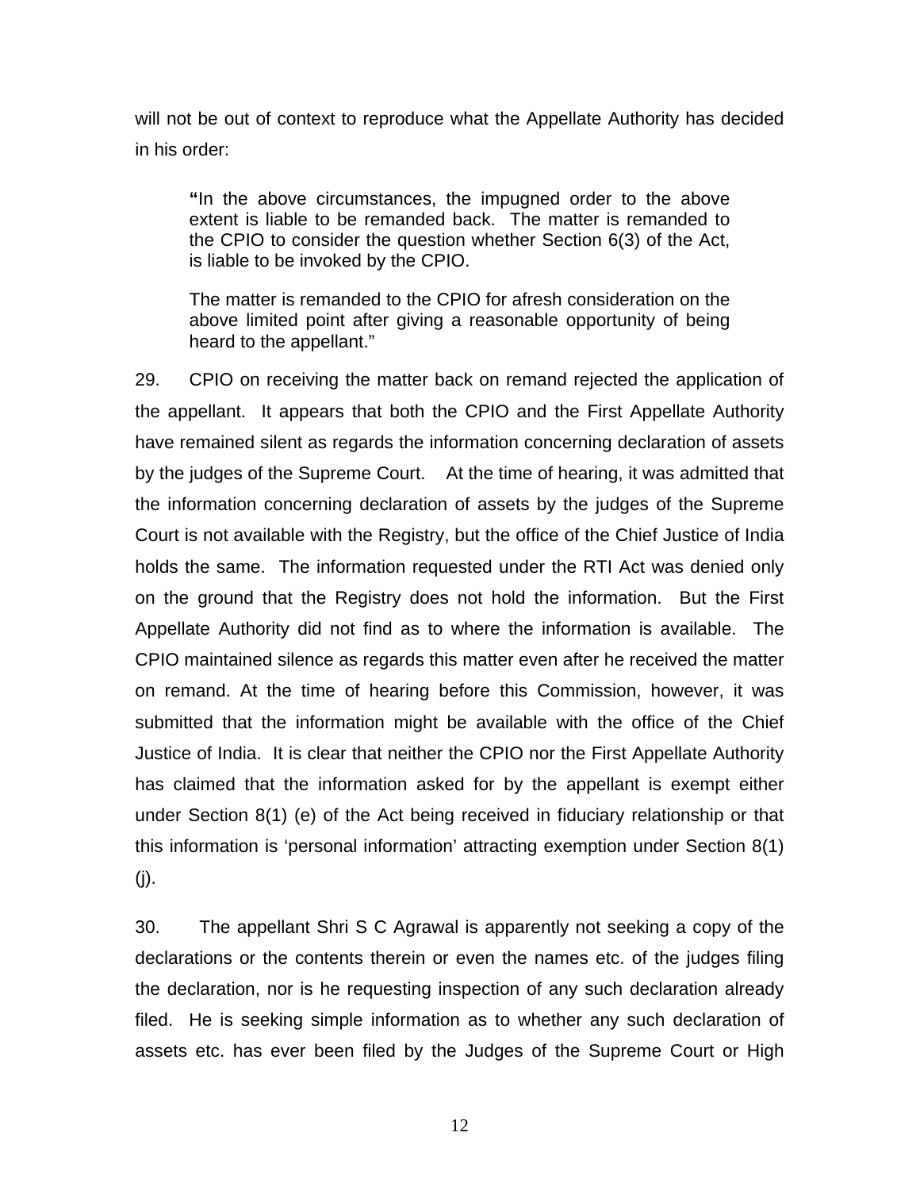will not be out of context to reproduce what the Appellate Authority has decided in his order:

> "In the above circumstances, the impugned order to the above extent is liable to be remanded back. The matter is remanded to the CPIO to consider the question whether Section 6(3) of the Act, is liable to be invoked by the CPIO.
>
> The matter is remanded to the CPIO for afresh consideration on the above limited point after giving a reasonable opportunity of being heard to the appellant."

29. CPIO on receiving the matter back on remand rejected the application of the appellant. It appears that both the CPIO and the First Appellate Authority have remained silent as regards the information concerning declaration of assets by the judges of the Supreme Court. At the time of hearing, it was admitted that the information concerning declaration of assets by the judges of the Supreme Court is not available with the Registry, but the office of the Chief Justice of India holds the same. The information requested under the RTI Act was denied only on the ground that the Registry does not hold the information. But the First Appellate Authority did not find as to where the information is available. The CPIO maintained silence as regards this matter even after he received the matter on remand. At the time of hearing before this Commission, however, it was submitted that the information might be available with the office of the Chief Justice of India. It is clear that neither the CPIO nor the First Appellate Authority has claimed that the information asked for by the appellant is exempt either under Section 8(1) (e) of the Act being received in fiduciary relationship or that this information is 'personal information' attracting exemption under Section 8(1) (j).

30. The appellant Shri S C Agrawal is apparently not seeking a copy of the declarations or the contents therein or even the names etc. of the judges filing the declaration, nor is he requesting inspection of any such declaration already filed. He is seeking simple information as to whether any such declaration of assets etc. has ever been filed by the Judges of the Supreme Court or High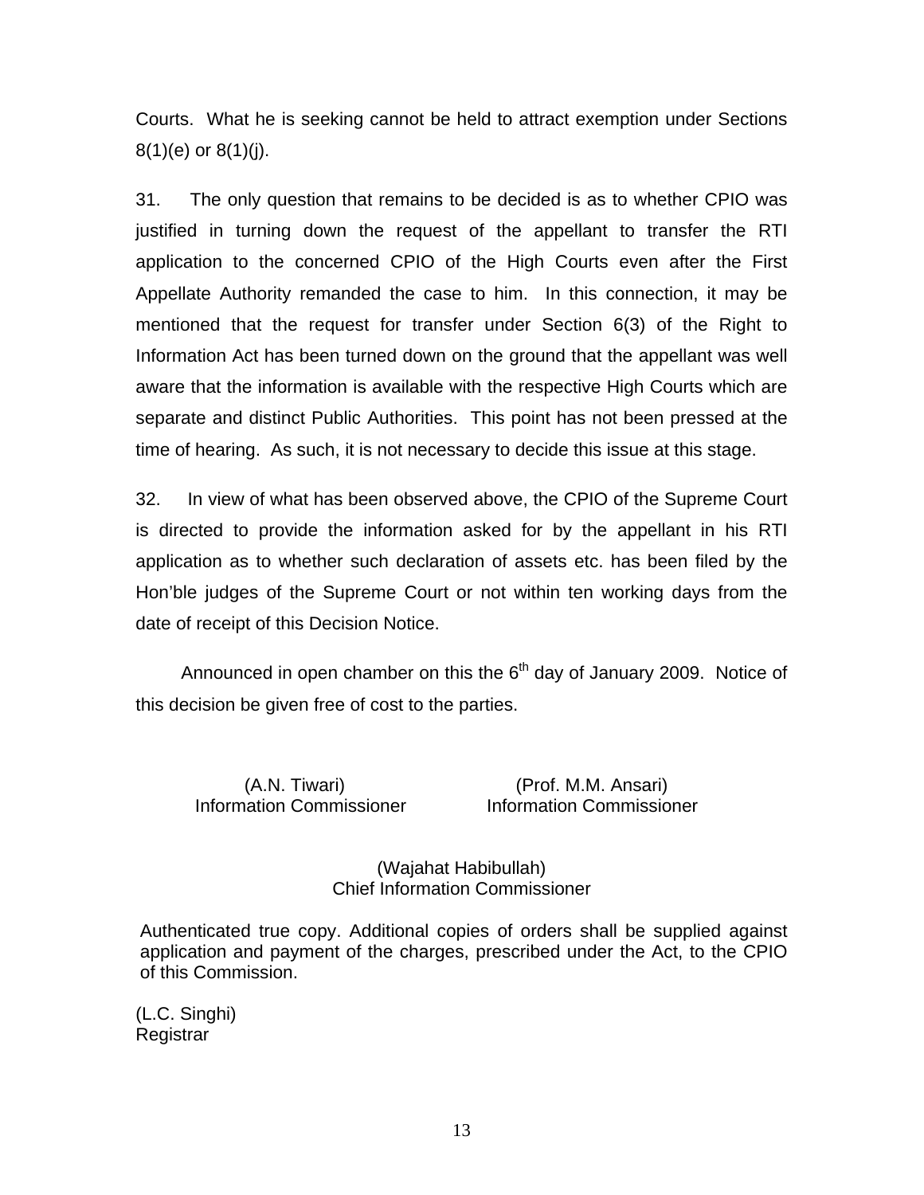Courts. What he is seeking cannot be held to attract exemption under Sections 8(1)(e) or 8(1)(j).

31. The only question that remains to be decided is as to whether CPIO was justified in turning down the request of the appellant to transfer the RTI application to the concerned CPIO of the High Courts even after the First Appellate Authority remanded the case to him. In this connection, it may be mentioned that the request for transfer under Section 6(3) of the Right to Information Act has been turned down on the ground that the appellant was well aware that the information is available with the respective High Courts which are separate and distinct Public Authorities. This point has not been pressed at the time of hearing. As such, it is not necessary to decide this issue at this stage.

32. In view of what has been observed above, the CPIO of the Supreme Court is directed to provide the information asked for by the appellant in his RTI application as to whether such declaration of assets etc. has been filed by the Hon'ble judges of the Supreme Court or not within ten working days from the date of receipt of this Decision Notice.

Announced in open chamber on this the 6th day of January 2009. Notice of this decision be given free of cost to the parties.

(A.N. Tiwari)
Information Commissioner

(Prof. M.M. Ansari)
Information Commissioner

(Wajahat Habibullah)
Chief Information Commissioner

Authenticated true copy. Additional copies of orders shall be supplied against application and payment of the charges, prescribed under the Act, to the CPIO of this Commission.

(L.C. Singhi)
Registrar